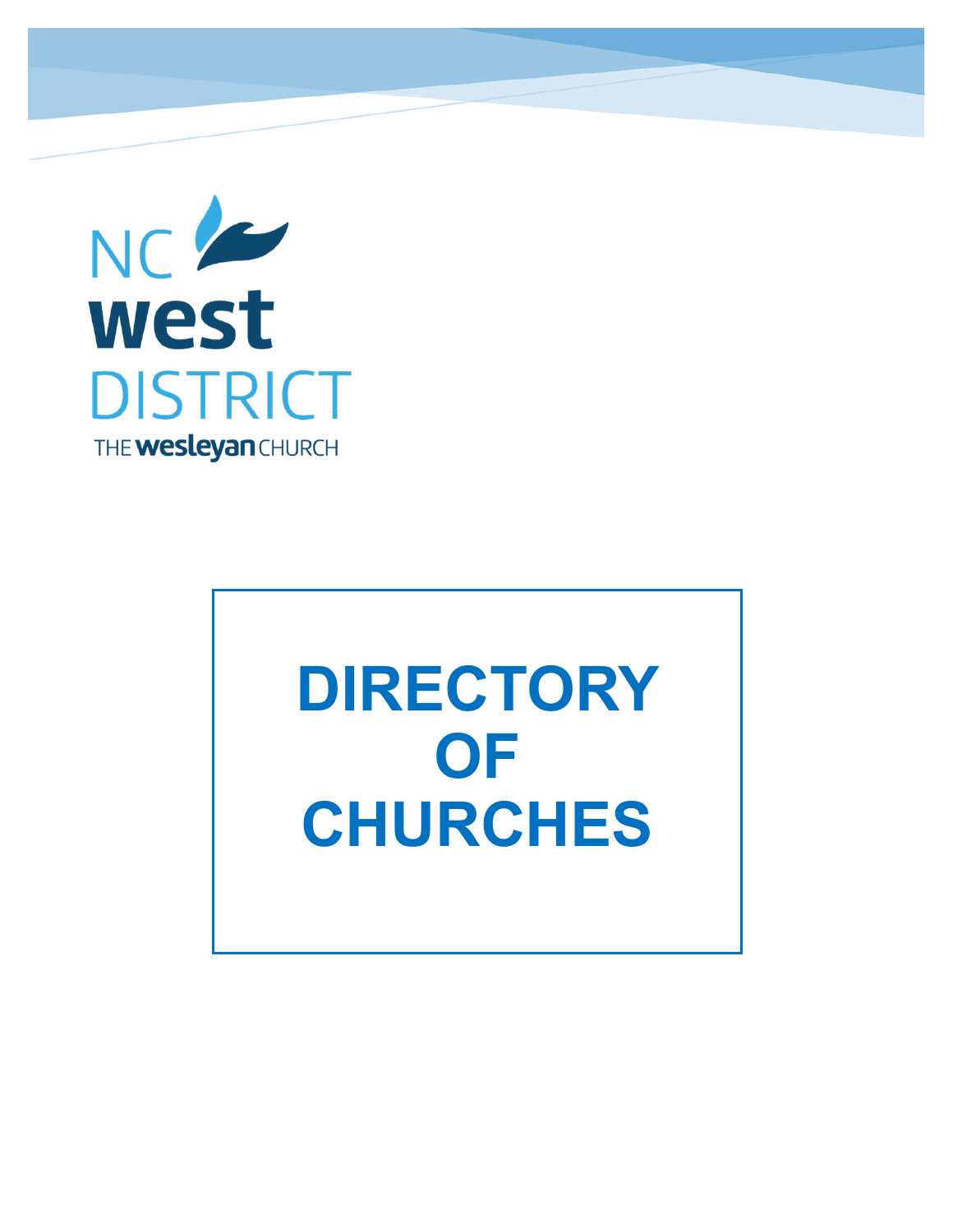NC west DISTRICT

THE wesleyan CHURCH

# DIRECTORY OF CHURCHES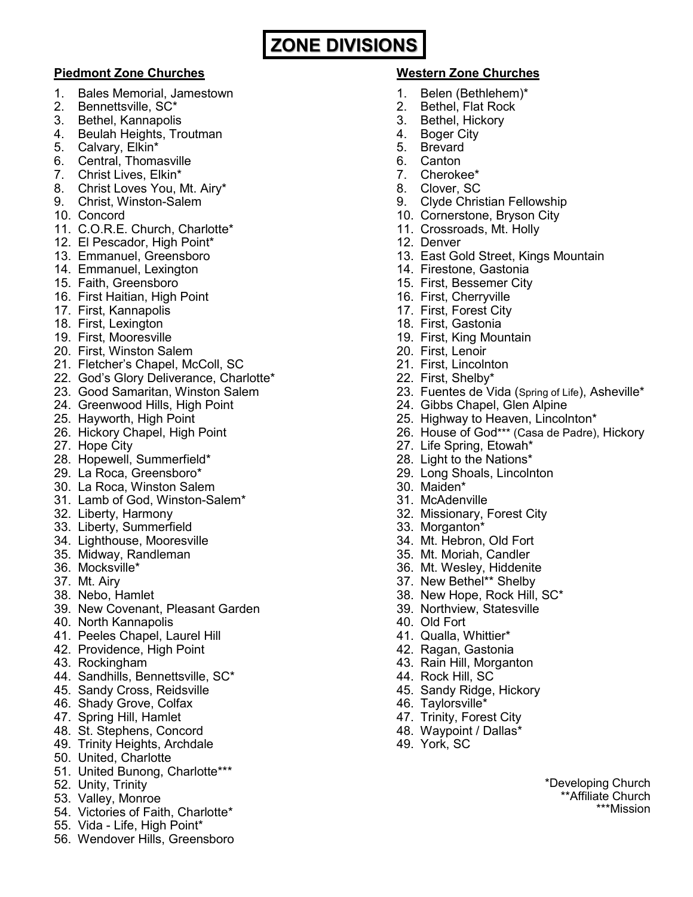# ZONE DIVISIONS

### Piedmont Zone Churches

1. Bales Memorial, Jamestown
2. Bennettsville, SC*
3. Bethel, Kannapolis
4. Beulah Heights, Troutman
5. Calvary, Elkin*
6. Central, Thomasville
7. Christ Lives, Elkin*
8. Christ Loves You, Mt. Airy*
9. Christ, Winston-Salem
10. Concord
11. C.O.R.E. Church, Charlotte*
12. El Pescador, High Point*
13. Emmanuel, Greensboro
14. Emmanuel, Lexington
15. Faith, Greensboro
16. First Haitian, High Point
17. First, Kannapolis
18. First, Lexington
19. First, Mooresville
20. First, Winston Salem
21. Fletcher's Chapel, McColl, SC
22. God's Glory Deliverance, Charlotte*
23. Good Samaritan, Winston Salem
24. Greenwood Hills, High Point
25. Hayworth, High Point
26. Hickory Chapel, High Point
27. Hope City
28. Hopewell, Summerfield*
29. La Roca, Greensboro*
30. La Roca, Winston Salem
31. Lamb of God, Winston-Salem*
32. Liberty, Harmony
33. Liberty, Summerfield
34. Lighthouse, Mooresville
35. Midway, Randleman
36. Mocksville*
37. Mt. Airy
38. Nebo, Hamlet
39. New Covenant, Pleasant Garden
40. North Kannapolis
41. Peeles Chapel, Laurel Hill
42. Providence, High Point
43. Rockingham
44. Sandhills, Bennettsville, SC*
45. Sandy Cross, Reidsville
46. Shady Grove, Colfax
47. Spring Hill, Hamlet
48. St. Stephens, Concord
49. Trinity Heights, Archdale
50. United, Charlotte
51. United Bunong, Charlotte***
52. Unity, Trinity
53. Valley, Monroe
54. Victories of Faith, Charlotte*
55. Vida - Life, High Point*
56. Wendover Hills, Greensboro

### Western Zone Churches

1. Belen (Bethlehem)*
2. Bethel, Flat Rock
3. Bethel, Hickory
4. Boger City
5. Brevard
6. Canton
7. Cherokee*
8. Clover, SC
9. Clyde Christian Fellowship
10. Cornerstone, Bryson City
11. Crossroads, Mt. Holly
12. Denver
13. East Gold Street, Kings Mountain
14. Firestone, Gastonia
15. First, Bessemer City
16. First, Cherryville
17. First, Forest City
18. First, Gastonia
19. First, King Mountain
20. First, Lenoir
21. First, Lincolnton
22. First, Shelby*
23. Fuentes de Vida (Spring of Life), Asheville*
24. Gibbs Chapel, Glen Alpine
25. Highway to Heaven, Lincolnton*
26. House of God*** (Casa de Padre), Hickory
27. Life Spring, Etowah*
28. Light to the Nations*
29. Long Shoals, Lincolnton
30. Maiden*
31. McAdenville
32. Missionary, Forest City
33. Morganton*
34. Mt. Hebron, Old Fort
35. Mt. Moriah, Candler
36. Mt. Wesley, Hiddenite
37. New Bethel** Shelby
38. New Hope, Rock Hill, SC*
39. Northview, Statesville
40. Old Fort
41. Qualla, Whittier*
42. Ragan, Gastonia
43. Rain Hill, Morganton
44. Rock Hill, SC
45. Sandy Ridge, Hickory
46. Taylorsville*
47. Trinity, Forest City
48. Waypoint / Dallas*
49. York, SC

*Developing Church
**Affiliate Church
***Mission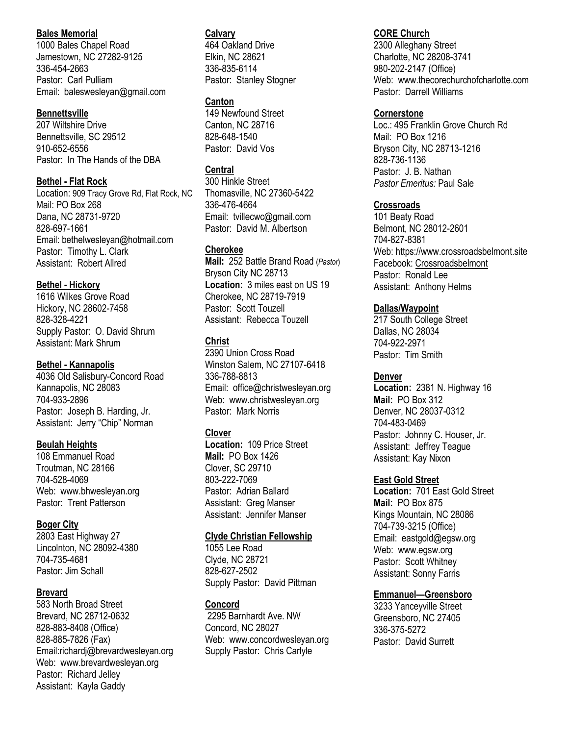**Bales Memorial**
1000 Bales Chapel Road
Jamestown, NC 27282-9125
336-454-2663
Pastor: Carl Pulliam
Email: baleswesleyan@gmail.com

**Bennettsville**
207 Wiltshire Drive
Bennettsville, SC 29512
910-652-6556
Pastor: In The Hands of the DBA

**Bethel - Flat Rock**
Location: 909 Tracy Grove Rd, Flat Rock, NC
Mail: PO Box 268
Dana, NC 28731-9720
828-697-1661
Email: bethelwesleyan@hotmail.com
Pastor: Timothy L. Clark
Assistant: Robert Allred

**Bethel - Hickory**
1616 Wilkes Grove Road
Hickory, NC 28602-7458
828-328-4221
Supply Pastor: O. David Shrum
Assistant: Mark Shrum

**Bethel - Kannapolis**
4036 Old Salisbury-Concord Road
Kannapolis, NC 28083
704-933-2896
Pastor: Joseph B. Harding, Jr.
Assistant: Jerry "Chip" Norman

**Beulah Heights**
108 Emmanuel Road
Troutman, NC 28166
704-528-4069
Web: www.bhwesleyan.org
Pastor: Trent Patterson

**Boger City**
2803 East Highway 27
Lincolnton, NC 28092-4380
704-735-4681
Pastor: Jim Schall

**Brevard**
583 North Broad Street
Brevard, NC 28712-0632
828-883-8408 (Office)
828-885-7826 (Fax)
Email:richardj@brevardwesleyan.org
Web: www.brevardwesleyan.org
Pastor: Richard Jelley
Assistant: Kayla Gaddy

**Calvary**
464 Oakland Drive
Elkin, NC 28621
336-835-6114
Pastor: Stanley Stogner

**Canton**
149 Newfound Street
Canton, NC 28716
828-648-1540
Pastor: David Vos

**Central**
300 Hinkle Street
Thomasville, NC 27360-5422
336-476-4664
Email: tvillecwc@gmail.com
Pastor: David M. Albertson

**Cherokee**
**Mail:** 252 Battle Brand Road (*Pastor*)
Bryson City NC 28713
**Location:** 3 miles east on US 19
Cherokee, NC 28719-7919
Pastor: Scott Touzell
Assistant: Rebecca Touzell

**Christ**
2390 Union Cross Road
Winston Salem, NC 27107-6418
336-788-8813
Email: office@christwesleyan.org
Web: www.christwesleyan.org
Pastor: Mark Norris

**Clover**
**Location:** 109 Price Street
**Mail:** PO Box 1426
Clover, SC 29710
803-222-7069
Pastor: Adrian Ballard
Assistant: Greg Manser
Assistant: Jennifer Manser

**Clyde Christian Fellowship**
1055 Lee Road
Clyde, NC 28721
828-627-2502
Supply Pastor: David Pittman

**Concord**
2295 Barnhardt Ave. NW
Concord, NC 28027
Web: www.concordwesleyan.org
Supply Pastor: Chris Carlyle

**CORE Church**
2300 Alleghany Street
Charlotte, NC 28208-3741
980-202-2147 (Office)
Web: www.thecorechurchofcharlotte.com
Pastor: Darrell Williams

**Cornerstone**
Loc.: 495 Franklin Grove Church Rd
Mail: PO Box 1216
Bryson City, NC 28713-1216
828-736-1136
Pastor: J. B. Nathan
*Pastor Emeritus:* Paul Sale

**Crossroads**
101 Beaty Road
Belmont, NC 28012-2601
704-827-8381
Web: https://www.crossroadsbelmont.site
Facebook: Crossroadsbelmont
Pastor: Ronald Lee
Assistant: Anthony Helms

**Dallas/Waypoint**
217 South College Street
Dallas, NC 28034
704-922-2971
Pastor: Tim Smith

**Denver**
**Location:** 2381 N. Highway 16
**Mail:** PO Box 312
Denver, NC 28037-0312
704-483-0469
Pastor: Johnny C. Houser, Jr.
Assistant: Jeffrey Teague
Assistant: Kay Nixon

**East Gold Street**
**Location:** 701 East Gold Street
**Mail:** PO Box 875
Kings Mountain, NC 28086
704-739-3215 (Office)
Email: eastgold@egsw.org
Web: www.egsw.org
Pastor: Scott Whitney
Assistant: Sonny Farris

**Emmanuel—Greensboro**
3233 Yanceyville Street
Greensboro, NC 27405
336-375-5272
Pastor: David Surrett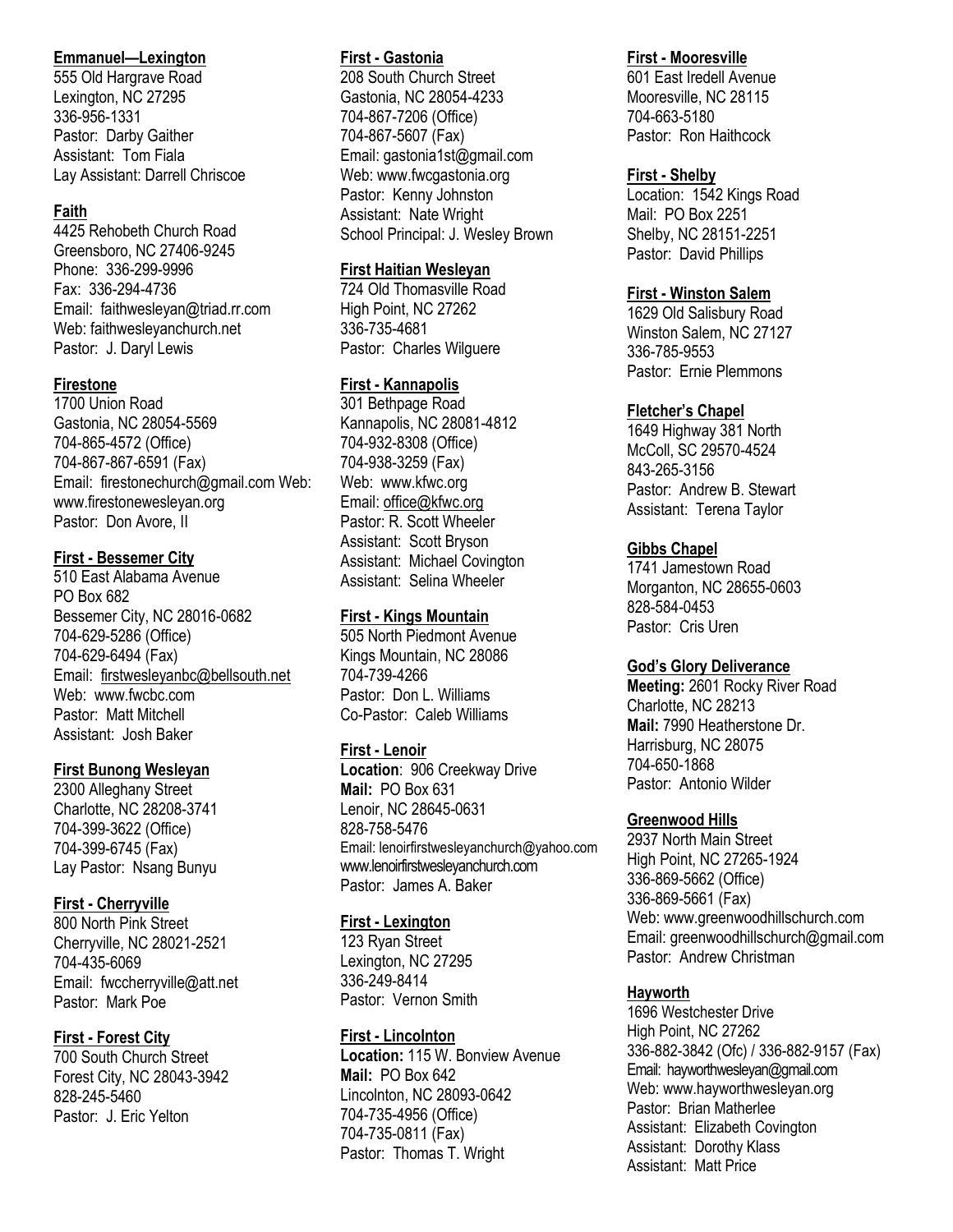**Emmanuel—Lexington**
555 Old Hargrave Road
Lexington, NC 27295
336-956-1331
Pastor: Darby Gaither
Assistant: Tom Fiala
Lay Assistant: Darrell Chriscoe

**Faith**
4425 Rehobeth Church Road
Greensboro, NC 27406-9245
Phone: 336-299-9996
Fax: 336-294-4736
Email: faithwesleyan@triad.rr.com
Web: faithwesleyanchurch.net
Pastor: J. Daryl Lewis

**Firestone**
1700 Union Road
Gastonia, NC 28054-5569
704-865-4572 (Office)
704-867-867-6591 (Fax)
Email: firestonechurch@gmail.com Web: www.firestonewesleyan.org
Pastor: Don Avore, II

**First - Bessemer City**
510 East Alabama Avenue
PO Box 682
Bessemer City, NC 28016-0682
704-629-5286 (Office)
704-629-6494 (Fax)
Email: firstwesleyanbc@bellsouth.net
Web: www.fwcbc.com
Pastor: Matt Mitchell
Assistant: Josh Baker

**First Bunong Wesleyan**
2300 Alleghany Street
Charlotte, NC 28208-3741
704-399-3622 (Office)
704-399-6745 (Fax)
Lay Pastor: Nsang Bunyu

**First - Cherryville**
800 North Pink Street
Cherryville, NC 28021-2521
704-435-6069
Email: fwccherryville@att.net
Pastor: Mark Poe

**First - Forest City**
700 South Church Street
Forest City, NC 28043-3942
828-245-5460
Pastor: J. Eric Yelton

**First - Gastonia**
208 South Church Street
Gastonia, NC 28054-4233
704-867-7206 (Office)
704-867-5607 (Fax)
Email: gastonia1st@gmail.com
Web: www.fwcgastonia.org
Pastor: Kenny Johnston
Assistant: Nate Wright
School Principal: J. Wesley Brown

**First Haitian Wesleyan**
724 Old Thomasville Road
High Point, NC 27262
336-735-4681
Pastor: Charles Wilguere

**First - Kannapolis**
301 Bethpage Road
Kannapolis, NC 28081-4812
704-932-8308 (Office)
704-938-3259 (Fax)
Web: www.kfwc.org
Email: office@kfwc.org
Pastor: R. Scott Wheeler
Assistant: Scott Bryson
Assistant: Michael Covington
Assistant: Selina Wheeler

**First - Kings Mountain**
505 North Piedmont Avenue
Kings Mountain, NC 28086
704-739-4266
Pastor: Don L. Williams
Co-Pastor: Caleb Williams

**First - Lenoir**
**Location**: 906 Creekway Drive
**Mail:** PO Box 631
Lenoir, NC 28645-0631
828-758-5476
Email: lenoirfirstwesleyanchurch@yahoo.com
www.lenoirfirstwesleyanchurch.com
Pastor: James A. Baker

**First - Lexington**
123 Ryan Street
Lexington, NC 27295
336-249-8414
Pastor: Vernon Smith

**First - Lincolnton**
**Location:** 115 W. Bonview Avenue
**Mail:** PO Box 642
Lincolnton, NC 28093-0642
704-735-4956 (Office)
704-735-0811 (Fax)
Pastor: Thomas T. Wright

**First - Mooresville**
601 East Iredell Avenue
Mooresville, NC 28115
704-663-5180
Pastor: Ron Haithcock

**First - Shelby**
Location: 1542 Kings Road
Mail: PO Box 2251
Shelby, NC 28151-2251
Pastor: David Phillips

**First - Winston Salem**
1629 Old Salisbury Road
Winston Salem, NC 27127
336-785-9553
Pastor: Ernie Plemmons

**Fletcher's Chapel**
1649 Highway 381 North
McColl, SC 29570-4524
843-265-3156
Pastor: Andrew B. Stewart
Assistant: Terena Taylor

**Gibbs Chapel**
1741 Jamestown Road
Morganton, NC 28655-0603
828-584-0453
Pastor: Cris Uren

**God's Glory Deliverance**
**Meeting:** 2601 Rocky River Road
Charlotte, NC 28213
**Mail:** 7990 Heatherstone Dr.
Harrisburg, NC 28075
704-650-1868
Pastor: Antonio Wilder

**Greenwood Hills**
2937 North Main Street
High Point, NC 27265-1924
336-869-5662 (Office)
336-869-5661 (Fax)
Web: www.greenwoodhillschurch.com
Email: greenwoodhillschurch@gmail.com
Pastor: Andrew Christman

**Hayworth**
1696 Westchester Drive
High Point, NC 27262
336-882-3842 (Ofc) / 336-882-9157 (Fax)
Email: hayworthwesleyan@gmail.com
Web: www.hayworthwesleyan.org
Pastor: Brian Matherlee
Assistant: Elizabeth Covington
Assistant: Dorothy Klass
Assistant: Matt Price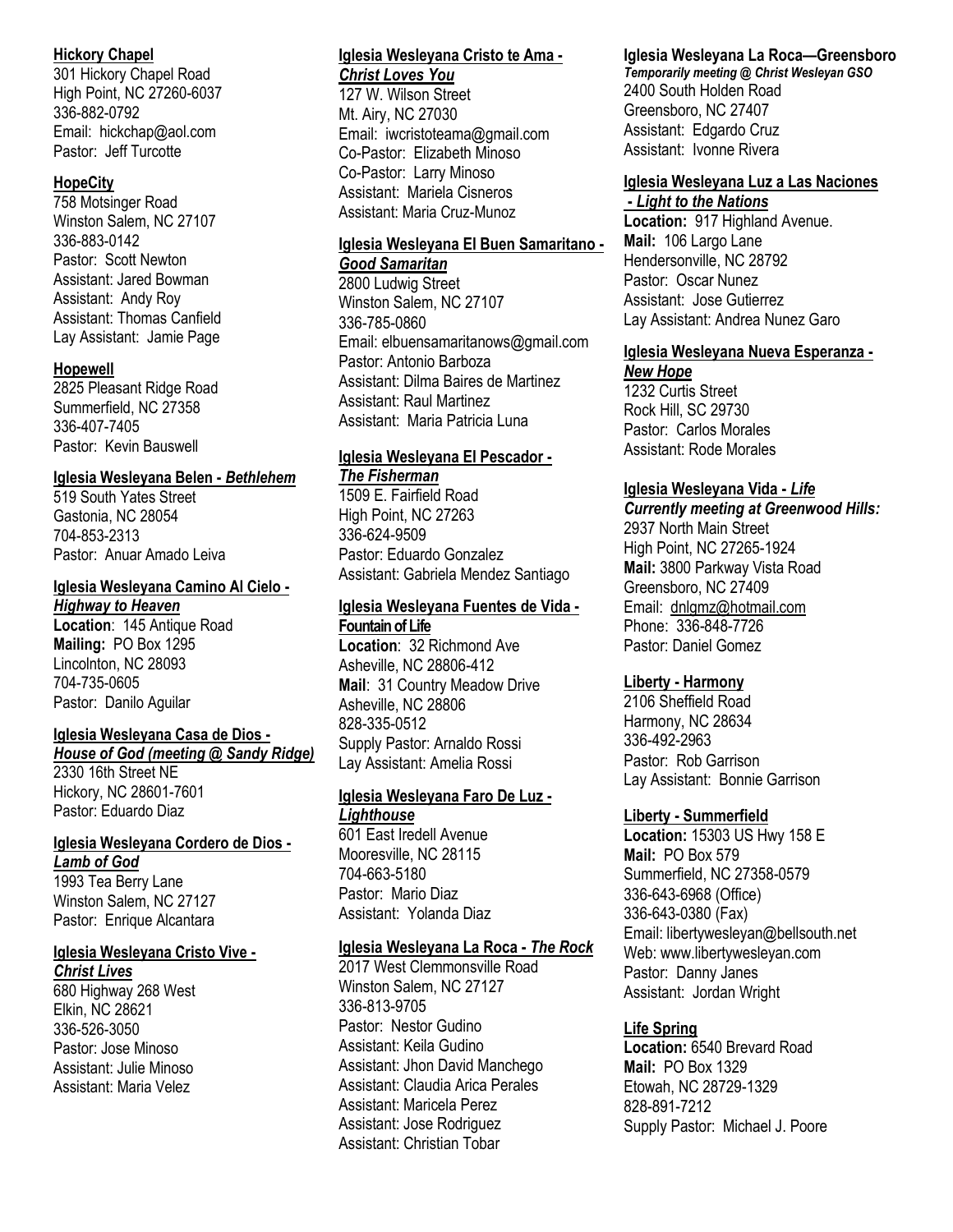**Hickory Chapel**
301 Hickory Chapel Road
High Point, NC 27260-6037
336-882-0792
Email: hickchap@aol.com
Pastor: Jeff Turcotte

**HopeCity**
758 Motsinger Road
Winston Salem, NC 27107
336-883-0142
Pastor: Scott Newton
Assistant: Jared Bowman
Assistant: Andy Roy
Assistant: Thomas Canfield
Lay Assistant: Jamie Page

**Hopewell**
2825 Pleasant Ridge Road
Summerfield, NC 27358
336-407-7405
Pastor: Kevin Bauswell

**Iglesia Wesleyana Belen - *Bethlehem***
519 South Yates Street
Gastonia, NC 28054
704-853-2313
Pastor: Anuar Amado Leiva

**Iglesia Wesleyana Camino Al Cielo - *Highway to Heaven***
**Location**: 145 Antique Road
**Mailing:** PO Box 1295
Lincolnton, NC 28093
704-735-0605
Pastor: Danilo Aguilar

**Iglesia Wesleyana Casa de Dios - *House of God (meeting @ Sandy Ridge)***
2330 16th Street NE
Hickory, NC 28601-7601
Pastor: Eduardo Diaz

**Iglesia Wesleyana Cordero de Dios - *Lamb of God***
1993 Tea Berry Lane
Winston Salem, NC 27127
Pastor: Enrique Alcantara

**Iglesia Wesleyana Cristo Vive - *Christ Lives***
680 Highway 268 West
Elkin, NC 28621
336-526-3050
Pastor: Jose Minoso
Assistant: Julie Minoso
Assistant: Maria Velez

**Iglesia Wesleyana Cristo te Ama - *Christ Loves You***
127 W. Wilson Street
Mt. Airy, NC 27030
Email: iwcristoteama@gmail.com
Co-Pastor: Elizabeth Minoso
Co-Pastor: Larry Minoso
Assistant: Mariela Cisneros
Assistant: Maria Cruz-Munoz

**Iglesia Wesleyana El Buen Samaritano - *Good Samaritan***
2800 Ludwig Street
Winston Salem, NC 27107
336-785-0860
Email: elbuensamaritanows@gmail.com
Pastor: Antonio Barboza
Assistant: Dilma Baires de Martinez
Assistant: Raul Martinez
Assistant: Maria Patricia Luna

**Iglesia Wesleyana El Pescador - *The Fisherman***
1509 E. Fairfield Road
High Point, NC 27263
336-624-9509
Pastor: Eduardo Gonzalez
Assistant: Gabriela Mendez Santiago

**Iglesia Wesleyana Fuentes de Vida - Fountain of Life**
**Location**: 32 Richmond Ave
Asheville, NC 28806-412
**Mail**: 31 Country Meadow Drive
Asheville, NC 28806
828-335-0512
Supply Pastor: Arnaldo Rossi
Lay Assistant: Amelia Rossi

**Iglesia Wesleyana Faro De Luz - *Lighthouse***
601 East Iredell Avenue
Mooresville, NC 28115
704-663-5180
Pastor: Mario Diaz
Assistant: Yolanda Diaz

**Iglesia Wesleyana La Roca - *The Rock***
2017 West Clemmonsville Road
Winston Salem, NC 27127
336-813-9705
Pastor: Nestor Gudino
Assistant: Keila Gudino
Assistant: Jhon David Manchego
Assistant: Claudia Arica Perales
Assistant: Maricela Perez
Assistant: Jose Rodriguez
Assistant: Christian Tobar

**Iglesia Wesleyana La Roca—Greensboro**
***Temporarily meeting @ Christ Wesleyan GSO***
2400 South Holden Road
Greensboro, NC 27407
Assistant: Edgardo Cruz
Assistant: Ivonne Rivera

**Iglesia Wesleyana Luz a Las Naciones - *Light to the Nations***
**Location:** 917 Highland Avenue.
**Mail:** 106 Largo Lane
Hendersonville, NC 28792
Pastor: Oscar Nunez
Assistant: Jose Gutierrez
Lay Assistant: Andrea Nunez Garo

**Iglesia Wesleyana Nueva Esperanza - *New Hope***
1232 Curtis Street
Rock Hill, SC 29730
Pastor: Carlos Morales
Assistant: Rode Morales

**Iglesia Wesleyana Vida - *Life***
***Currently meeting at Greenwood Hills:***
2937 North Main Street
High Point, NC 27265-1924
**Mail:** 3800 Parkway Vista Road
Greensboro, NC 27409
Email: dnlgmz@hotmail.com
Phone: 336-848-7726
Pastor: Daniel Gomez

**Liberty - Harmony**
2106 Sheffield Road
Harmony, NC 28634
336-492-2963
Pastor: Rob Garrison
Lay Assistant: Bonnie Garrison

**Liberty - Summerfield**
**Location:** 15303 US Hwy 158 E
**Mail:** PO Box 579
Summerfield, NC 27358-0579
336-643-6968 (Office)
336-643-0380 (Fax)
Email: libertywesleyan@bellsouth.net
Web: www.libertywesleyan.com
Pastor: Danny Janes
Assistant: Jordan Wright

**Life Spring**
**Location:** 6540 Brevard Road
**Mail:** PO Box 1329
Etowah, NC 28729-1329
828-891-7212
Supply Pastor: Michael J. Poore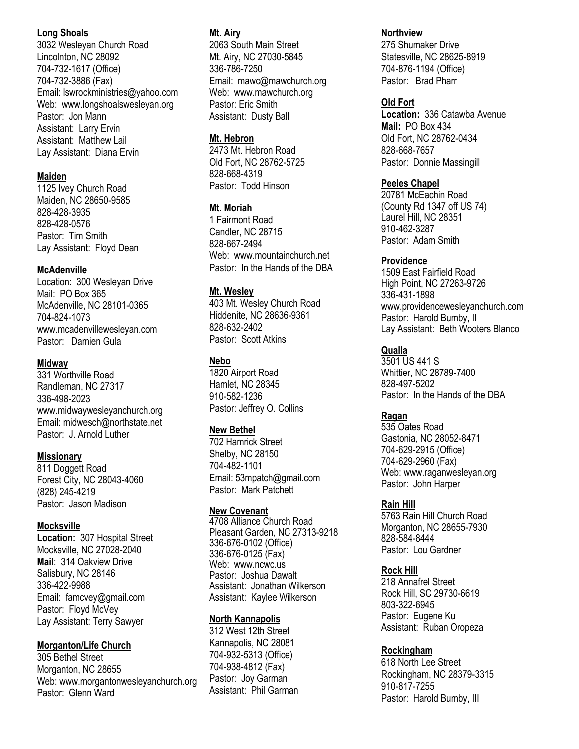**Long Shoals**
3032 Wesleyan Church Road
Lincolnton, NC 28092
704-732-1617 (Office)
704-732-3886 (Fax)
Email: lswrockministries@yahoo.com
Web: www.longshoalswesleyan.org
Pastor: Jon Mann
Assistant: Larry Ervin
Assistant: Matthew Lail
Lay Assistant: Diana Ervin

**Maiden**
1125 Ivey Church Road
Maiden, NC 28650-9585
828-428-3935
828-428-0576
Pastor: Tim Smith
Lay Assistant: Floyd Dean

**McAdenville**
Location: 300 Wesleyan Drive
Mail: PO Box 365
McAdenville, NC 28101-0365
704-824-1073
www.mcadenvillewesleyan.com
Pastor: Damien Gula

**Midway**
331 Worthville Road
Randleman, NC 27317
336-498-2023
www.midwaywesleyanchurch.org
Email: midwesch@northstate.net
Pastor: J. Arnold Luther

**Missionary**
811 Doggett Road
Forest City, NC 28043-4060
(828) 245-4219
Pastor: Jason Madison

**Mocksville**
**Location:** 307 Hospital Street
Mocksville, NC 27028-2040
**Mail**: 314 Oakview Drive
Salisbury, NC 28146
336-422-9988
Email: famcvey@gmail.com
Pastor: Floyd McVey
Lay Assistant: Terry Sawyer

**Morganton/Life Church**
305 Bethel Street
Morganton, NC 28655
Web: www.morgantonwesleyanchurch.org
Pastor: Glenn Ward

**Mt. Airy**
2063 South Main Street
Mt. Airy, NC 27030-5845
336-786-7250
Email: mawc@mawchurch.org
Web: www.mawchurch.org
Pastor: Eric Smith
Assistant: Dusty Ball

**Mt. Hebron**
2473 Mt. Hebron Road
Old Fort, NC 28762-5725
828-668-4319
Pastor: Todd Hinson

**Mt. Moriah**
1 Fairmont Road
Candler, NC 28715
828-667-2494
Web: www.mountainchurch.net
Pastor: In the Hands of the DBA

**Mt. Wesley**
403 Mt. Wesley Church Road
Hiddenite, NC 28636-9361
828-632-2402
Pastor: Scott Atkins

**Nebo**
1820 Airport Road
Hamlet, NC 28345
910-582-1236
Pastor: Jeffrey O. Collins

**New Bethel**
702 Hamrick Street
Shelby, NC 28150
704-482-1101
Email: 53mpatch@gmail.com
Pastor: Mark Patchett

**New Covenant**
4708 Alliance Church Road
Pleasant Garden, NC 27313-9218
336-676-0102 (Office)
336-676-0125 (Fax)
Web: www.ncwc.us
Pastor: Joshua Dawalt
Assistant: Jonathan Wilkerson
Assistant: Kaylee Wilkerson

**North Kannapolis**
312 West 12th Street
Kannapolis, NC 28081
704-932-5313 (Office)
704-938-4812 (Fax)
Pastor: Joy Garman
Assistant: Phil Garman

**Northview**
275 Shumaker Drive
Statesville, NC 28625-8919
704-876-1194 (Office)
Pastor: Brad Pharr

**Old Fort**
**Location:** 336 Catawba Avenue
**Mail:** PO Box 434
Old Fort, NC 28762-0434
828-668-7657
Pastor: Donnie Massingill

**Peeles Chapel**
20781 McEachin Road
(County Rd 1347 off US 74)
Laurel Hill, NC 28351
910-462-3287
Pastor: Adam Smith

**Providence**
1509 East Fairfield Road
High Point, NC 27263-9726
336-431-1898
www.providencewesleyanchurch.com
Pastor: Harold Bumby, II
Lay Assistant: Beth Wooters Blanco

**Qualla**
3501 US 441 S
Whittier, NC 28789-7400
828-497-5202
Pastor: In the Hands of the DBA

**Ragan**
535 Oates Road
Gastonia, NC 28052-8471
704-629-2915 (Office)
704-629-2960 (Fax)
Web: www.raganwesleyan.org
Pastor: John Harper

**Rain Hill**
5763 Rain Hill Church Road
Morganton, NC 28655-7930
828-584-8444
Pastor: Lou Gardner

**Rock Hill**
218 Annafrel Street
Rock Hill, SC 29730-6619
803-322-6945
Pastor: Eugene Ku
Assistant: Ruban Oropeza

**Rockingham**
618 North Lee Street
Rockingham, NC 28379-3315
910-817-7255
Pastor: Harold Bumby, III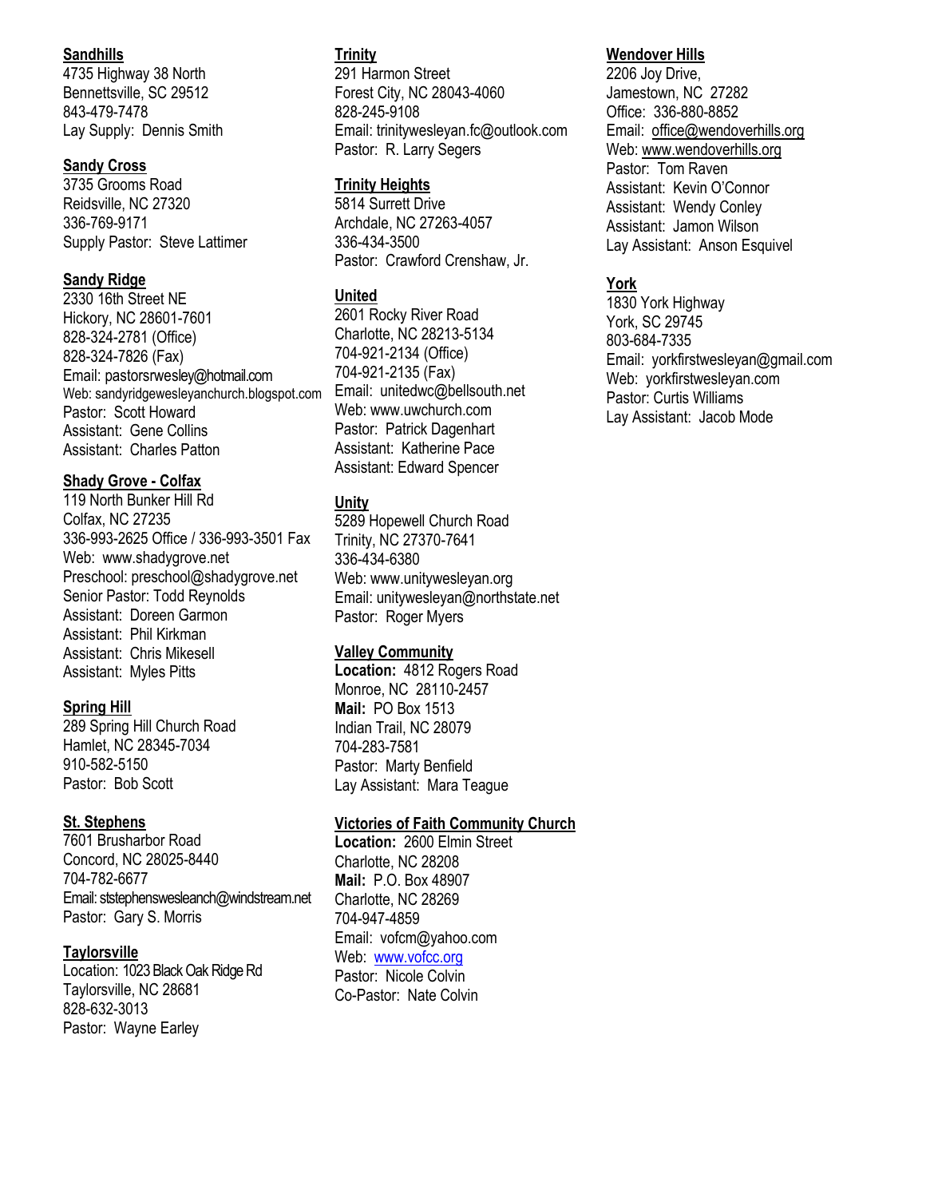**Sandhills**
4735 Highway 38 North
Bennettsville, SC 29512
843-479-7478
Lay Supply: Dennis Smith

**Sandy Cross**
3735 Grooms Road
Reidsville, NC 27320
336-769-9171
Supply Pastor: Steve Lattimer

**Sandy Ridge**
2330 16th Street NE
Hickory, NC 28601-7601
828-324-2781 (Office)
828-324-7826 (Fax)
Email: pastorsrwesley@hotmail.com
Web: sandyridgewesleyanchurch.blogspot.com
Pastor: Scott Howard
Assistant: Gene Collins
Assistant: Charles Patton

**Shady Grove - Colfax**
119 North Bunker Hill Rd
Colfax, NC 27235
336-993-2625 Office / 336-993-3501 Fax
Web: www.shadygrove.net
Preschool: preschool@shadygrove.net
Senior Pastor: Todd Reynolds
Assistant: Doreen Garmon
Assistant: Phil Kirkman
Assistant: Chris Mikesell
Assistant: Myles Pitts

**Spring Hill**
289 Spring Hill Church Road
Hamlet, NC 28345-7034
910-582-5150
Pastor: Bob Scott

**St. Stephens**
7601 Brusharbor Road
Concord, NC 28025-8440
704-782-6677
Email: ststephenswesleanch@windstream.net
Pastor: Gary S. Morris

**Taylorsville**
Location: 1023 Black Oak Ridge Rd
Taylorsville, NC 28681
828-632-3013
Pastor: Wayne Earley

**Trinity**
291 Harmon Street
Forest City, NC 28043-4060
828-245-9108
Email: trinitywesleyan.fc@outlook.com
Pastor: R. Larry Segers

**Trinity Heights**
5814 Surrett Drive
Archdale, NC 27263-4057
336-434-3500
Pastor: Crawford Crenshaw, Jr.

**United**
2601 Rocky River Road
Charlotte, NC 28213-5134
704-921-2134 (Office)
704-921-2135 (Fax)
Email: unitedwc@bellsouth.net
Web: www.uwchurch.com
Pastor: Patrick Dagenhart
Assistant: Katherine Pace
Assistant: Edward Spencer

**Unity**
5289 Hopewell Church Road
Trinity, NC 27370-7641
336-434-6380
Web: www.unitywesleyan.org
Email: unitywesleyan@northstate.net
Pastor: Roger Myers

**Valley Community**
**Location:** 4812 Rogers Road
Monroe, NC 28110-2457
**Mail:** PO Box 1513
Indian Trail, NC 28079
704-283-7581
Pastor: Marty Benfield
Lay Assistant: Mara Teague

**Victories of Faith Community Church**
**Location:** 2600 Elmin Street
Charlotte, NC 28208
**Mail:** P.O. Box 48907
Charlotte, NC 28269
704-947-4859
Email: vofcm@yahoo.com
Web: www.vofcc.org
Pastor: Nicole Colvin
Co-Pastor: Nate Colvin

**Wendover Hills**
2206 Joy Drive,
Jamestown, NC 27282
Office: 336-880-8852
Email: office@wendoverhills.org
Web: www.wendoverhills.org
Pastor: Tom Raven
Assistant: Kevin O'Connor
Assistant: Wendy Conley
Assistant: Jamon Wilson
Lay Assistant: Anson Esquivel

**York**
1830 York Highway
York, SC 29745
803-684-7335
Email: yorkfirstwesleyan@gmail.com
Web: yorkfirstwesleyan.com
Pastor: Curtis Williams
Lay Assistant: Jacob Mode